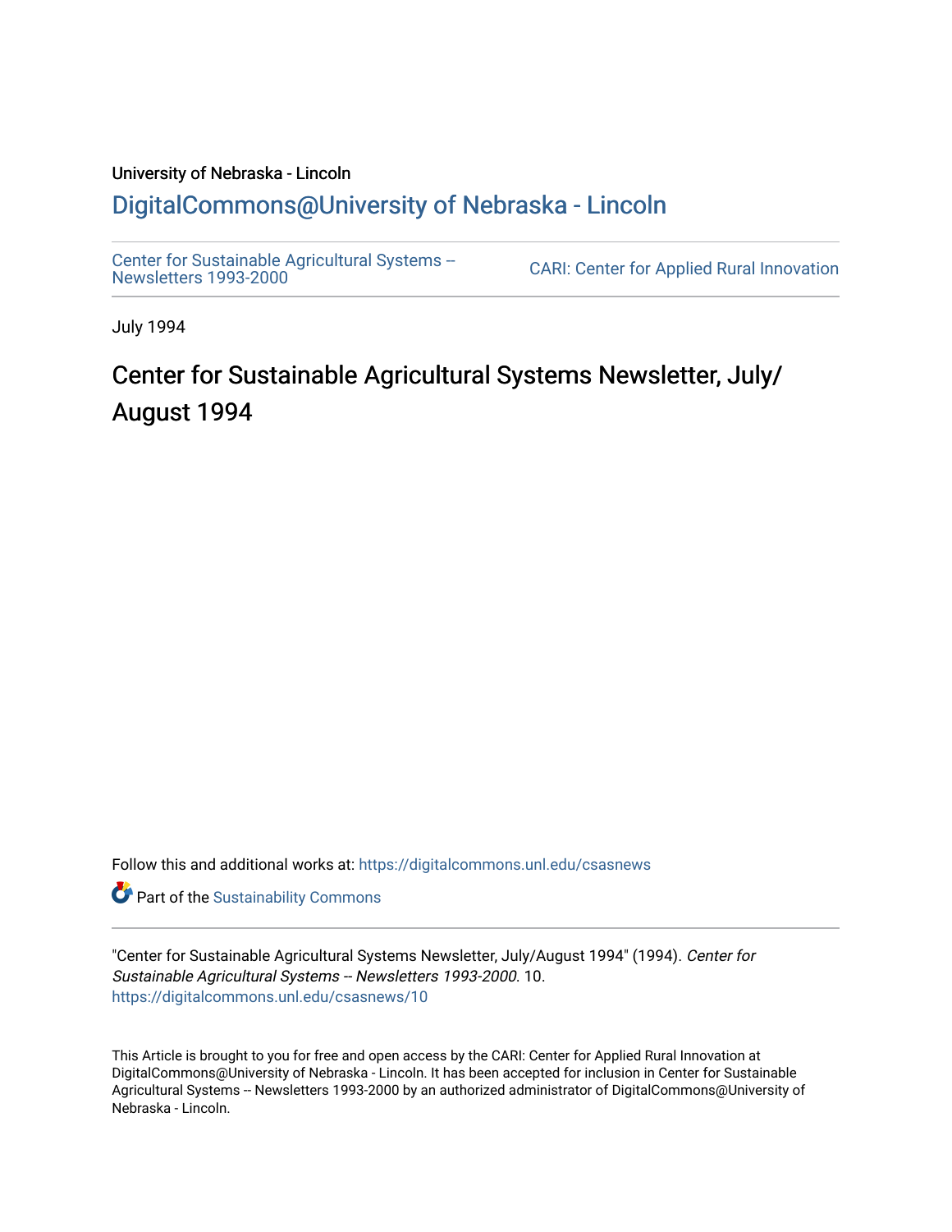University of Nebraska - Lincoln

## DigitalCommons@University of Nebraska - Lincoln

Center for Sustainable Agricultural Systems -- Newsletters 1993-2000

CARI: Center for Applied Rural Innovation

July 1994

# Center for Sustainable Agricultural Systems Newsletter, July/August 1994

Follow this and additional works at: https://digitalcommons.unl.edu/csasnews

Part of the Sustainability Commons

"Center for Sustainable Agricultural Systems Newsletter, July/August 1994" (1994). *Center for Sustainable Agricultural Systems -- Newsletters 1993-2000*. 10.
https://digitalcommons.unl.edu/csasnews/10

This Article is brought to you for free and open access by the CARI: Center for Applied Rural Innovation at DigitalCommons@University of Nebraska - Lincoln. It has been accepted for inclusion in Center for Sustainable Agricultural Systems -- Newsletters 1993-2000 by an authorized administrator of DigitalCommons@University of Nebraska - Lincoln.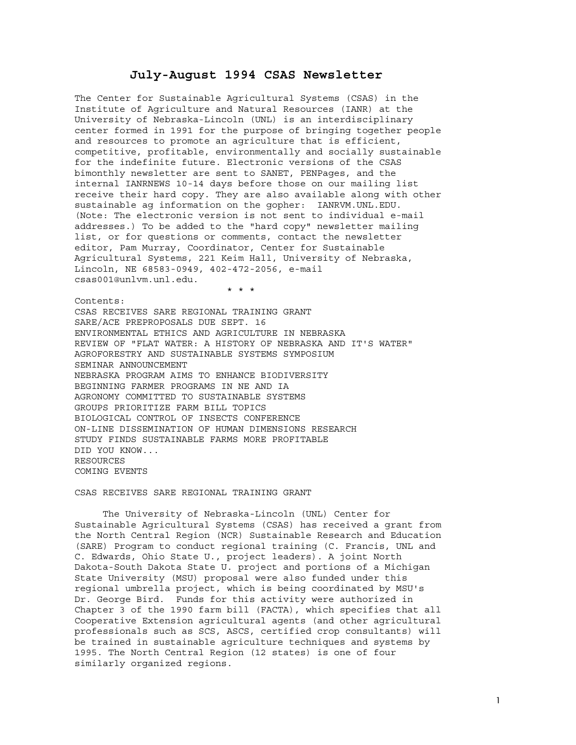# July-August 1994 CSAS Newsletter

The Center for Sustainable Agricultural Systems (CSAS) in the Institute of Agriculture and Natural Resources (IANR) at the University of Nebraska-Lincoln (UNL) is an interdisciplinary center formed in 1991 for the purpose of bringing together people and resources to promote an agriculture that is efficient, competitive, profitable, environmentally and socially sustainable for the indefinite future. Electronic versions of the CSAS bimonthly newsletter are sent to SANET, PENPages, and the internal IANRNEWS 10-14 days before those on our mailing list receive their hard copy. They are also available along with other sustainable ag information on the gopher: IANRVM.UNL.EDU. (Note: The electronic version is not sent to individual e-mail addresses.) To be added to the "hard copy" newsletter mailing list, or for questions or comments, contact the newsletter editor, Pam Murray, Coordinator, Center for Sustainable Agricultural Systems, 221 Keim Hall, University of Nebraska, Lincoln, NE 68583-0949, 402-472-2056, e-mail csas001@unlvm.unl.edu.

\* \* \*

Contents:

CSAS RECEIVES SARE REGIONAL TRAINING GRANT
SARE/ACE PREPROPOSALS DUE SEPT. 16
ENVIRONMENTAL ETHICS AND AGRICULTURE IN NEBRASKA
REVIEW OF "FLAT WATER: A HISTORY OF NEBRASKA AND IT'S WATER"
AGROFORESTRY AND SUSTAINABLE SYSTEMS SYMPOSIUM
SEMINAR ANNOUNCEMENT
NEBRASKA PROGRAM AIMS TO ENHANCE BIODIVERSITY
BEGINNING FARMER PROGRAMS IN NE AND IA
AGRONOMY COMMITTED TO SUSTAINABLE SYSTEMS
GROUPS PRIORITIZE FARM BILL TOPICS
BIOLOGICAL CONTROL OF INSECTS CONFERENCE
ON-LINE DISSEMINATION OF HUMAN DIMENSIONS RESEARCH
STUDY FINDS SUSTAINABLE FARMS MORE PROFITABLE
DID YOU KNOW...
RESOURCES
COMING EVENTS

## CSAS RECEIVES SARE REGIONAL TRAINING GRANT

The University of Nebraska-Lincoln (UNL) Center for Sustainable Agricultural Systems (CSAS) has received a grant from the North Central Region (NCR) Sustainable Research and Education (SARE) Program to conduct regional training (C. Francis, UNL and C. Edwards, Ohio State U., project leaders). A joint North Dakota-South Dakota State U. project and portions of a Michigan State University (MSU) proposal were also funded under this regional umbrella project, which is being coordinated by MSU's Dr. George Bird. Funds for this activity were authorized in Chapter 3 of the 1990 farm bill (FACTA), which specifies that all Cooperative Extension agricultural agents (and other agricultural professionals such as SCS, ASCS, certified crop consultants) will be trained in sustainable agriculture techniques and systems by 1995. The North Central Region (12 states) is one of four similarly organized regions.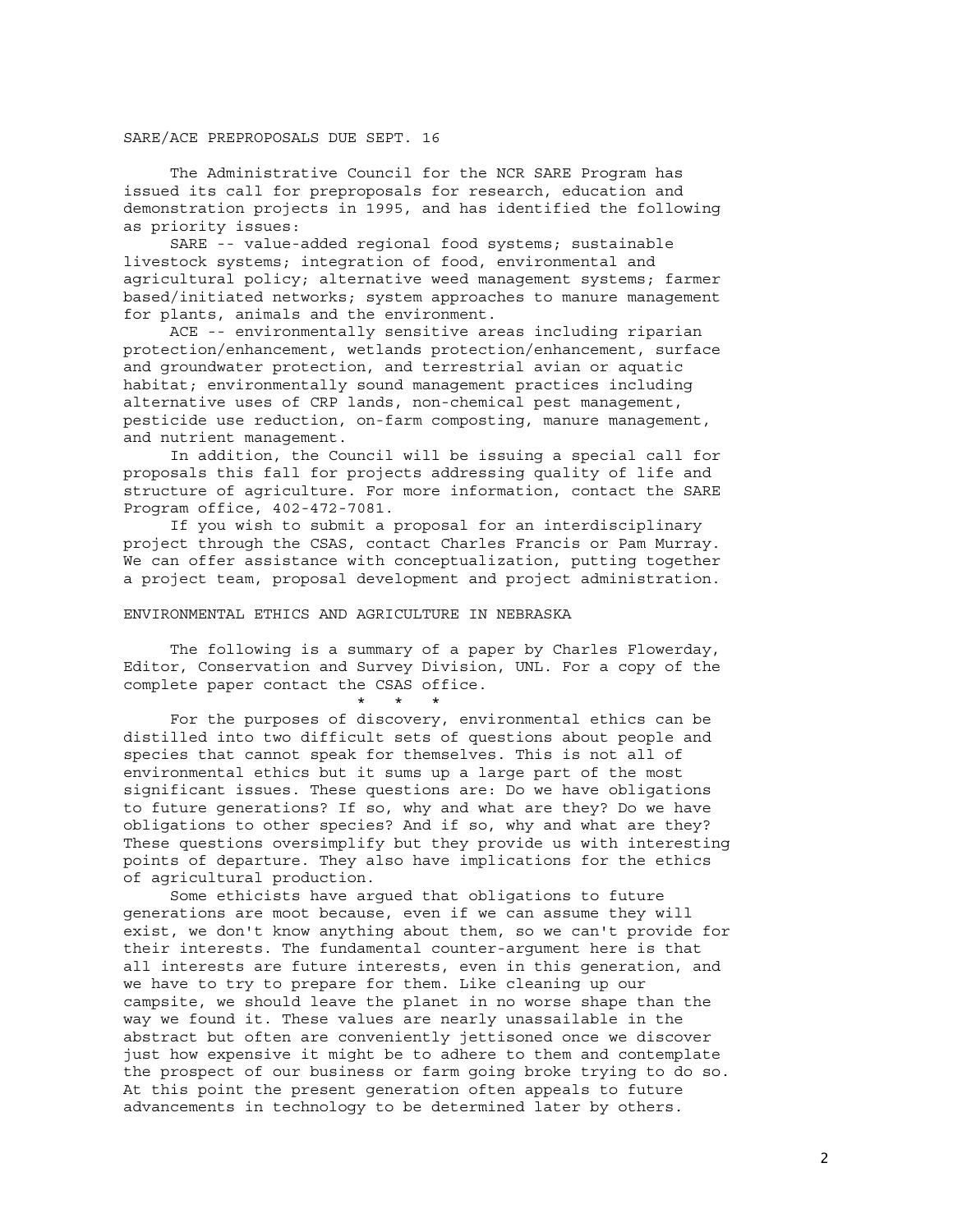## SARE/ACE PREPROPOSALS DUE SEPT. 16

The Administrative Council for the NCR SARE Program has issued its call for preproposals for research, education and demonstration projects in 1995, and has identified the following as priority issues:

SARE -- value-added regional food systems; sustainable livestock systems; integration of food, environmental and agricultural policy; alternative weed management systems; farmer based/initiated networks; system approaches to manure management for plants, animals and the environment.

ACE -- environmentally sensitive areas including riparian protection/enhancement, wetlands protection/enhancement, surface and groundwater protection, and terrestrial avian or aquatic habitat; environmentally sound management practices including alternative uses of CRP lands, non-chemical pest management, pesticide use reduction, on-farm composting, manure management, and nutrient management.

In addition, the Council will be issuing a special call for proposals this fall for projects addressing quality of life and structure of agriculture. For more information, contact the SARE Program office, 402-472-7081.

If you wish to submit a proposal for an interdisciplinary project through the CSAS, contact Charles Francis or Pam Murray. We can offer assistance with conceptualization, putting together a project team, proposal development and project administration.

## ENVIRONMENTAL ETHICS AND AGRICULTURE IN NEBRASKA

The following is a summary of a paper by Charles Flowerday, Editor, Conservation and Survey Division, UNL. For a copy of the complete paper contact the CSAS office.

\* \* \*

For the purposes of discovery, environmental ethics can be distilled into two difficult sets of questions about people and species that cannot speak for themselves. This is not all of environmental ethics but it sums up a large part of the most significant issues. These questions are: Do we have obligations to future generations? If so, why and what are they? Do we have obligations to other species? And if so, why and what are they? These questions oversimplify but they provide us with interesting points of departure. They also have implications for the ethics of agricultural production.

Some ethicists have argued that obligations to future generations are moot because, even if we can assume they will exist, we don't know anything about them, so we can't provide for their interests. The fundamental counter-argument here is that all interests are future interests, even in this generation, and we have to try to prepare for them. Like cleaning up our campsite, we should leave the planet in no worse shape than the way we found it. These values are nearly unassailable in the abstract but often are conveniently jettisoned once we discover just how expensive it might be to adhere to them and contemplate the prospect of our business or farm going broke trying to do so. At this point the present generation often appeals to future advancements in technology to be determined later by others.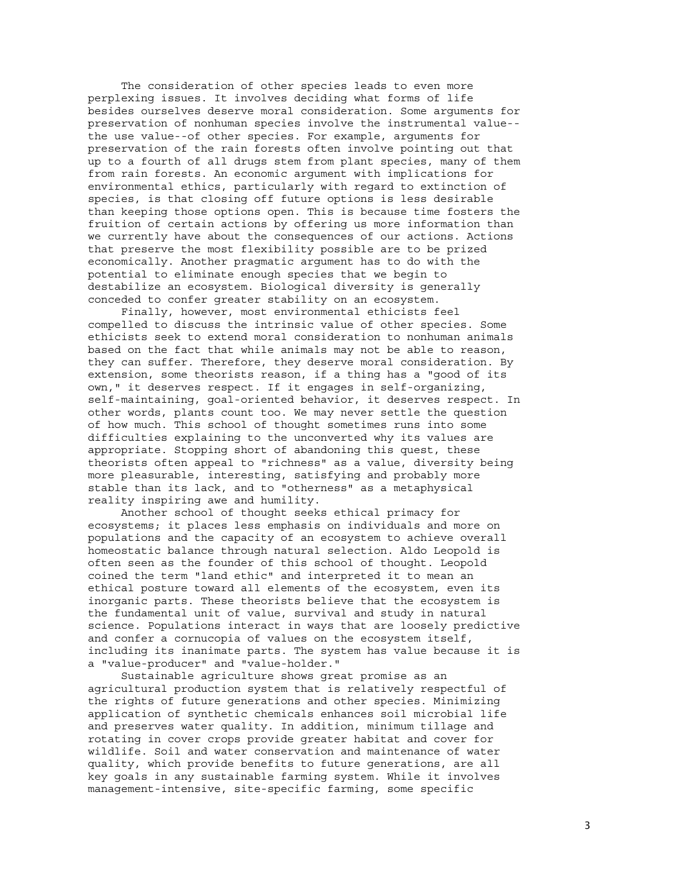The consideration of other species leads to even more perplexing issues. It involves deciding what forms of life besides ourselves deserve moral consideration. Some arguments for preservation of nonhuman species involve the instrumental value--the use value--of other species. For example, arguments for preservation of the rain forests often involve pointing out that up to a fourth of all drugs stem from plant species, many of them from rain forests. An economic argument with implications for environmental ethics, particularly with regard to extinction of species, is that closing off future options is less desirable than keeping those options open. This is because time fosters the fruition of certain actions by offering us more information than we currently have about the consequences of our actions. Actions that preserve the most flexibility possible are to be prized economically. Another pragmatic argument has to do with the potential to eliminate enough species that we begin to destabilize an ecosystem. Biological diversity is generally conceded to confer greater stability on an ecosystem.

Finally, however, most environmental ethicists feel compelled to discuss the intrinsic value of other species. Some ethicists seek to extend moral consideration to nonhuman animals based on the fact that while animals may not be able to reason, they can suffer. Therefore, they deserve moral consideration. By extension, some theorists reason, if a thing has a "good of its own," it deserves respect. If it engages in self-organizing, self-maintaining, goal-oriented behavior, it deserves respect. In other words, plants count too. We may never settle the question of how much. This school of thought sometimes runs into some difficulties explaining to the unconverted why its values are appropriate. Stopping short of abandoning this quest, these theorists often appeal to "richness" as a value, diversity being more pleasurable, interesting, satisfying and probably more stable than its lack, and to "otherness" as a metaphysical reality inspiring awe and humility.

Another school of thought seeks ethical primacy for ecosystems; it places less emphasis on individuals and more on populations and the capacity of an ecosystem to achieve overall homeostatic balance through natural selection. Aldo Leopold is often seen as the founder of this school of thought. Leopold coined the term "land ethic" and interpreted it to mean an ethical posture toward all elements of the ecosystem, even its inorganic parts. These theorists believe that the ecosystem is the fundamental unit of value, survival and study in natural science. Populations interact in ways that are loosely predictive and confer a cornucopia of values on the ecosystem itself, including its inanimate parts. The system has value because it is a "value-producer" and "value-holder."

Sustainable agriculture shows great promise as an agricultural production system that is relatively respectful of the rights of future generations and other species. Minimizing application of synthetic chemicals enhances soil microbial life and preserves water quality. In addition, minimum tillage and rotating in cover crops provide greater habitat and cover for wildlife. Soil and water conservation and maintenance of water quality, which provide benefits to future generations, are all key goals in any sustainable farming system. While it involves management-intensive, site-specific farming, some specific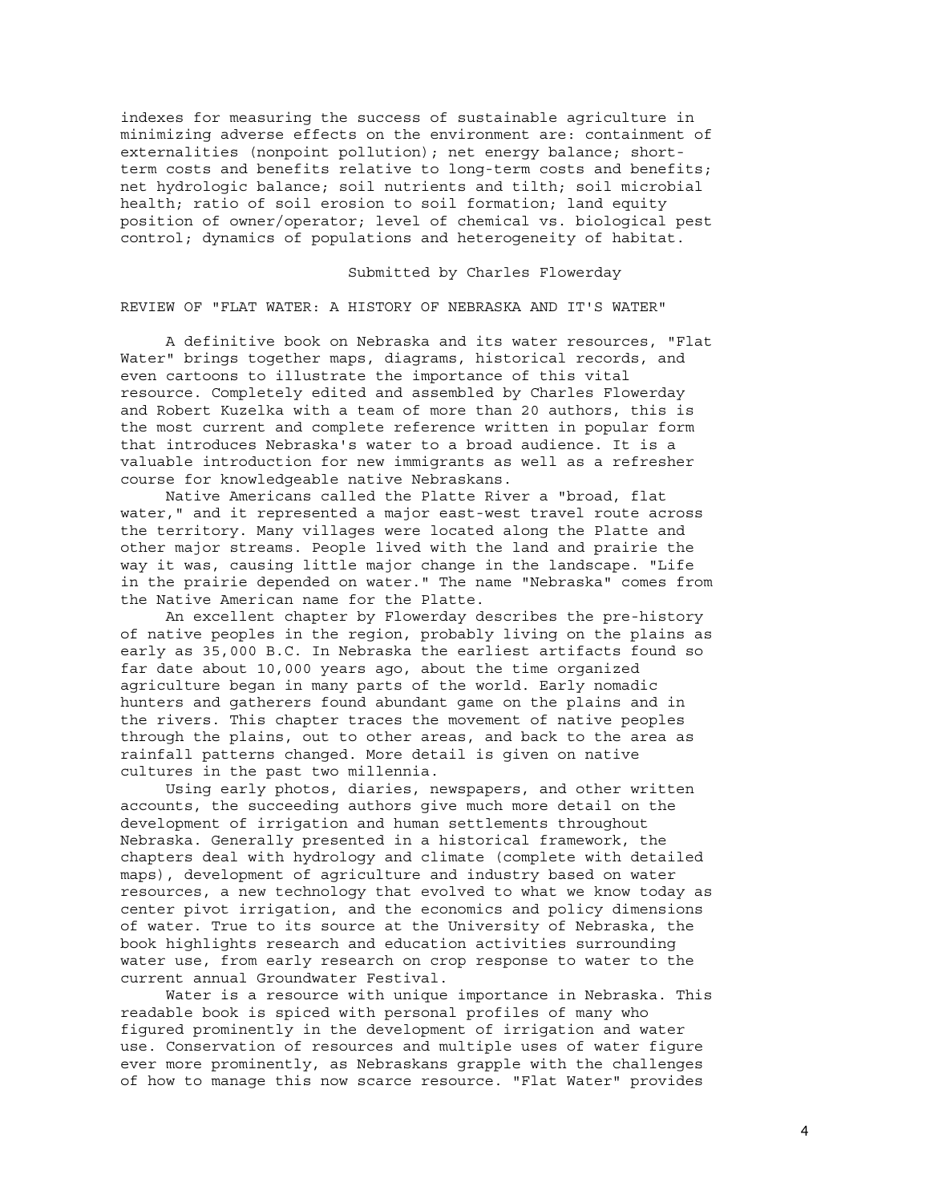indexes for measuring the success of sustainable agriculture in minimizing adverse effects on the environment are: containment of externalities (nonpoint pollution); net energy balance; short-term costs and benefits relative to long-term costs and benefits; net hydrologic balance; soil nutrients and tilth; soil microbial health; ratio of soil erosion to soil formation; land equity position of owner/operator; level of chemical vs. biological pest control; dynamics of populations and heterogeneity of habitat.

Submitted by Charles Flowerday

## REVIEW OF "FLAT WATER: A HISTORY OF NEBRASKA AND IT'S WATER"

A definitive book on Nebraska and its water resources, "Flat Water" brings together maps, diagrams, historical records, and even cartoons to illustrate the importance of this vital resource. Completely edited and assembled by Charles Flowerday and Robert Kuzelka with a team of more than 20 authors, this is the most current and complete reference written in popular form that introduces Nebraska's water to a broad audience. It is a valuable introduction for new immigrants as well as a refresher course for knowledgeable native Nebraskans.

Native Americans called the Platte River a "broad, flat water," and it represented a major east-west travel route across the territory. Many villages were located along the Platte and other major streams. People lived with the land and prairie the way it was, causing little major change in the landscape. "Life in the prairie depended on water." The name "Nebraska" comes from the Native American name for the Platte.

An excellent chapter by Flowerday describes the pre-history of native peoples in the region, probably living on the plains as early as 35,000 B.C. In Nebraska the earliest artifacts found so far date about 10,000 years ago, about the time organized agriculture began in many parts of the world. Early nomadic hunters and gatherers found abundant game on the plains and in the rivers. This chapter traces the movement of native peoples through the plains, out to other areas, and back to the area as rainfall patterns changed. More detail is given on native cultures in the past two millennia.

Using early photos, diaries, newspapers, and other written accounts, the succeeding authors give much more detail on the development of irrigation and human settlements throughout Nebraska. Generally presented in a historical framework, the chapters deal with hydrology and climate (complete with detailed maps), development of agriculture and industry based on water resources, a new technology that evolved to what we know today as center pivot irrigation, and the economics and policy dimensions of water. True to its source at the University of Nebraska, the book highlights research and education activities surrounding water use, from early research on crop response to water to the current annual Groundwater Festival.

Water is a resource with unique importance in Nebraska. This readable book is spiced with personal profiles of many who figured prominently in the development of irrigation and water use. Conservation of resources and multiple uses of water figure ever more prominently, as Nebraskans grapple with the challenges of how to manage this now scarce resource. "Flat Water" provides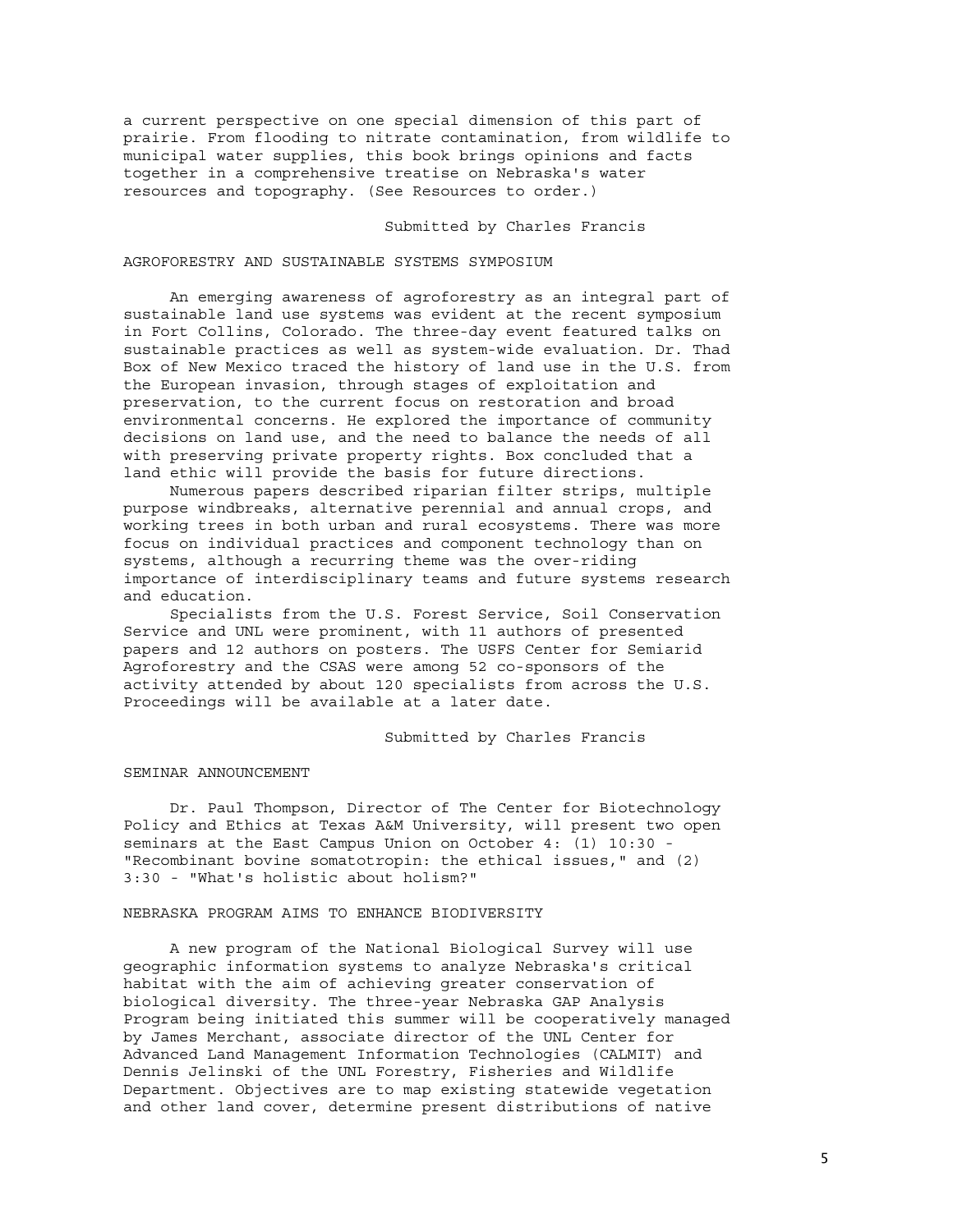a current perspective on one special dimension of this part of prairie. From flooding to nitrate contamination, from wildlife to municipal water supplies, this book brings opinions and facts together in a comprehensive treatise on Nebraska's water resources and topography. (See Resources to order.)

Submitted by Charles Francis

## AGROFORESTRY AND SUSTAINABLE SYSTEMS SYMPOSIUM

An emerging awareness of agroforestry as an integral part of sustainable land use systems was evident at the recent symposium in Fort Collins, Colorado. The three-day event featured talks on sustainable practices as well as system-wide evaluation. Dr. Thad Box of New Mexico traced the history of land use in the U.S. from the European invasion, through stages of exploitation and preservation, to the current focus on restoration and broad environmental concerns. He explored the importance of community decisions on land use, and the need to balance the needs of all with preserving private property rights. Box concluded that a land ethic will provide the basis for future directions.

Numerous papers described riparian filter strips, multiple purpose windbreaks, alternative perennial and annual crops, and working trees in both urban and rural ecosystems. There was more focus on individual practices and component technology than on systems, although a recurring theme was the over-riding importance of interdisciplinary teams and future systems research and education.

Specialists from the U.S. Forest Service, Soil Conservation Service and UNL were prominent, with 11 authors of presented papers and 12 authors on posters. The USFS Center for Semiarid Agroforestry and the CSAS were among 52 co-sponsors of the activity attended by about 120 specialists from across the U.S. Proceedings will be available at a later date.

Submitted by Charles Francis

## SEMINAR ANNOUNCEMENT

Dr. Paul Thompson, Director of The Center for Biotechnology Policy and Ethics at Texas A&M University, will present two open seminars at the East Campus Union on October 4: (1) 10:30 - "Recombinant bovine somatotropin: the ethical issues," and (2) 3:30 - "What's holistic about holism?"

## NEBRASKA PROGRAM AIMS TO ENHANCE BIODIVERSITY

A new program of the National Biological Survey will use geographic information systems to analyze Nebraska's critical habitat with the aim of achieving greater conservation of biological diversity. The three-year Nebraska GAP Analysis Program being initiated this summer will be cooperatively managed by James Merchant, associate director of the UNL Center for Advanced Land Management Information Technologies (CALMIT) and Dennis Jelinski of the UNL Forestry, Fisheries and Wildlife Department. Objectives are to map existing statewide vegetation and other land cover, determine present distributions of native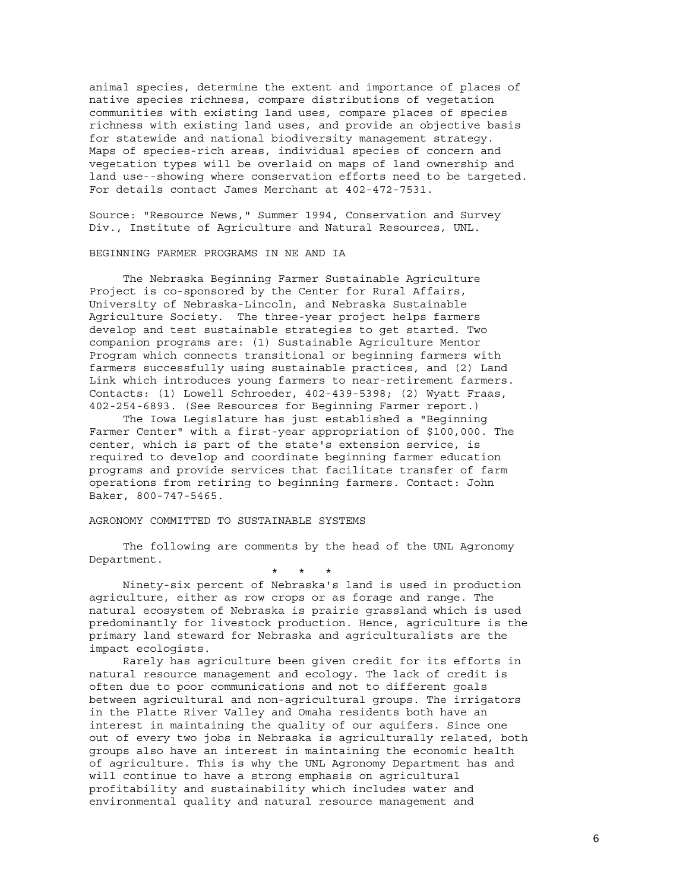animal species, determine the extent and importance of places of native species richness, compare distributions of vegetation communities with existing land uses, compare places of species richness with existing land uses, and provide an objective basis for statewide and national biodiversity management strategy. Maps of species-rich areas, individual species of concern and vegetation types will be overlaid on maps of land ownership and land use--showing where conservation efforts need to be targeted. For details contact James Merchant at 402-472-7531.

Source: "Resource News," Summer 1994, Conservation and Survey Div., Institute of Agriculture and Natural Resources, UNL.

## BEGINNING FARMER PROGRAMS IN NE AND IA

The Nebraska Beginning Farmer Sustainable Agriculture Project is co-sponsored by the Center for Rural Affairs, University of Nebraska-Lincoln, and Nebraska Sustainable Agriculture Society. The three-year project helps farmers develop and test sustainable strategies to get started. Two companion programs are: (1) Sustainable Agriculture Mentor Program which connects transitional or beginning farmers with farmers successfully using sustainable practices, and (2) Land Link which introduces young farmers to near-retirement farmers. Contacts: (1) Lowell Schroeder, 402-439-5398; (2) Wyatt Fraas, 402-254-6893. (See Resources for Beginning Farmer report.)

The Iowa Legislature has just established a "Beginning Farmer Center" with a first-year appropriation of $100,000. The center, which is part of the state's extension service, is required to develop and coordinate beginning farmer education programs and provide services that facilitate transfer of farm operations from retiring to beginning farmers. Contact: John Baker, 800-747-5465.

## AGRONOMY COMMITTED TO SUSTAINABLE SYSTEMS

The following are comments by the head of the UNL Agronomy Department.

\* \* \*

Ninety-six percent of Nebraska's land is used in production agriculture, either as row crops or as forage and range. The natural ecosystem of Nebraska is prairie grassland which is used predominantly for livestock production. Hence, agriculture is the primary land steward for Nebraska and agriculturalists are the impact ecologists.

Rarely has agriculture been given credit for its efforts in natural resource management and ecology. The lack of credit is often due to poor communications and not to different goals between agricultural and non-agricultural groups. The irrigators in the Platte River Valley and Omaha residents both have an interest in maintaining the quality of our aquifers. Since one out of every two jobs in Nebraska is agriculturally related, both groups also have an interest in maintaining the economic health of agriculture. This is why the UNL Agronomy Department has and will continue to have a strong emphasis on agricultural profitability and sustainability which includes water and environmental quality and natural resource management and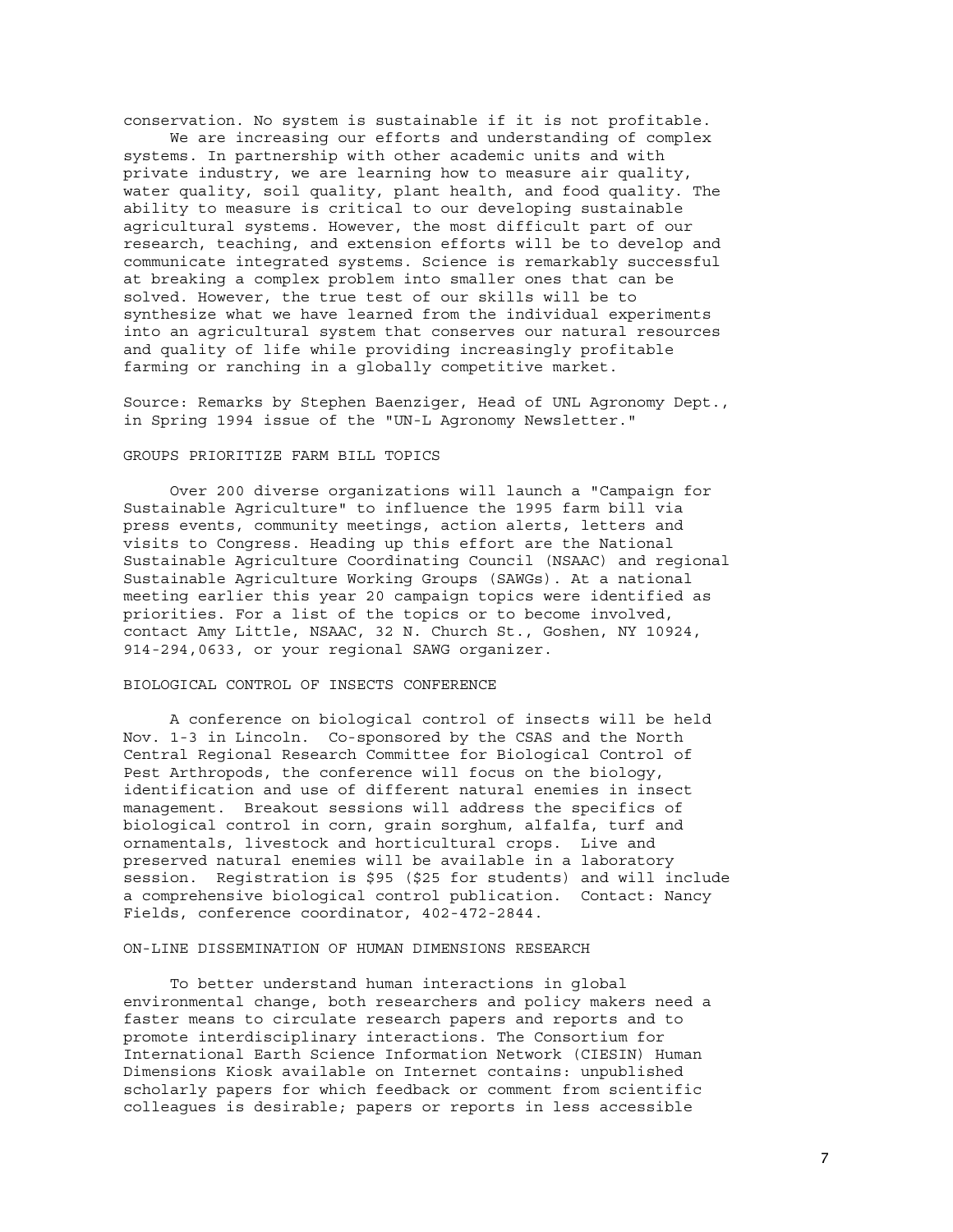conservation. No system is sustainable if it is not profitable.

We are increasing our efforts and understanding of complex systems. In partnership with other academic units and with private industry, we are learning how to measure air quality, water quality, soil quality, plant health, and food quality. The ability to measure is critical to our developing sustainable agricultural systems. However, the most difficult part of our research, teaching, and extension efforts will be to develop and communicate integrated systems. Science is remarkably successful at breaking a complex problem into smaller ones that can be solved. However, the true test of our skills will be to synthesize what we have learned from the individual experiments into an agricultural system that conserves our natural resources and quality of life while providing increasingly profitable farming or ranching in a globally competitive market.

Source: Remarks by Stephen Baenziger, Head of UNL Agronomy Dept., in Spring 1994 issue of the "UN-L Agronomy Newsletter."

## GROUPS PRIORITIZE FARM BILL TOPICS

Over 200 diverse organizations will launch a "Campaign for Sustainable Agriculture" to influence the 1995 farm bill via press events, community meetings, action alerts, letters and visits to Congress. Heading up this effort are the National Sustainable Agriculture Coordinating Council (NSAAC) and regional Sustainable Agriculture Working Groups (SAWGs). At a national meeting earlier this year 20 campaign topics were identified as priorities. For a list of the topics or to become involved, contact Amy Little, NSAAC, 32 N. Church St., Goshen, NY 10924, 914-294,0633, or your regional SAWG organizer.

## BIOLOGICAL CONTROL OF INSECTS CONFERENCE

A conference on biological control of insects will be held Nov. 1-3 in Lincoln. Co-sponsored by the CSAS and the North Central Regional Research Committee for Biological Control of Pest Arthropods, the conference will focus on the biology, identification and use of different natural enemies in insect management. Breakout sessions will address the specifics of biological control in corn, grain sorghum, alfalfa, turf and ornamentals, livestock and horticultural crops. Live and preserved natural enemies will be available in a laboratory session. Registration is $95 ($25 for students) and will include a comprehensive biological control publication. Contact: Nancy Fields, conference coordinator, 402-472-2844.

## ON-LINE DISSEMINATION OF HUMAN DIMENSIONS RESEARCH

To better understand human interactions in global environmental change, both researchers and policy makers need a faster means to circulate research papers and reports and to promote interdisciplinary interactions. The Consortium for International Earth Science Information Network (CIESIN) Human Dimensions Kiosk available on Internet contains: unpublished scholarly papers for which feedback or comment from scientific colleagues is desirable; papers or reports in less accessible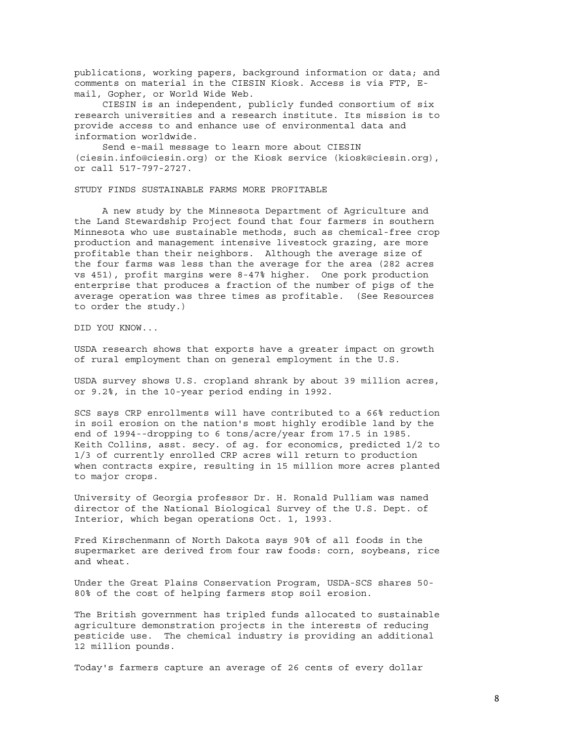publications, working papers, background information or data; and comments on material in the CIESIN Kiosk. Access is via FTP, E-mail, Gopher, or World Wide Web.

CIESIN is an independent, publicly funded consortium of six research universities and a research institute. Its mission is to provide access to and enhance use of environmental data and information worldwide.

Send e-mail message to learn more about CIESIN (ciesin.info@ciesin.org) or the Kiosk service (kiosk@ciesin.org), or call 517-797-2727.

## STUDY FINDS SUSTAINABLE FARMS MORE PROFITABLE

A new study by the Minnesota Department of Agriculture and the Land Stewardship Project found that four farmers in southern Minnesota who use sustainable methods, such as chemical-free crop production and management intensive livestock grazing, are more profitable than their neighbors. Although the average size of the four farms was less than the average for the area (282 acres vs 451), profit margins were 8-47% higher. One pork production enterprise that produces a fraction of the number of pigs of the average operation was three times as profitable. (See Resources to order the study.)

## DID YOU KNOW...

USDA research shows that exports have a greater impact on growth of rural employment than on general employment in the U.S.

USDA survey shows U.S. cropland shrank by about 39 million acres, or 9.2%, in the 10-year period ending in 1992.

SCS says CRP enrollments will have contributed to a 66% reduction in soil erosion on the nation's most highly erodible land by the end of 1994--dropping to 6 tons/acre/year from 17.5 in 1985. Keith Collins, asst. secy. of ag. for economics, predicted 1/2 to 1/3 of currently enrolled CRP acres will return to production when contracts expire, resulting in 15 million more acres planted to major crops.

University of Georgia professor Dr. H. Ronald Pulliam was named director of the National Biological Survey of the U.S. Dept. of Interior, which began operations Oct. 1, 1993.

Fred Kirschenmann of North Dakota says 90% of all foods in the supermarket are derived from four raw foods: corn, soybeans, rice and wheat.

Under the Great Plains Conservation Program, USDA-SCS shares 50-80% of the cost of helping farmers stop soil erosion.

The British government has tripled funds allocated to sustainable agriculture demonstration projects in the interests of reducing pesticide use. The chemical industry is providing an additional 12 million pounds.

Today's farmers capture an average of 26 cents of every dollar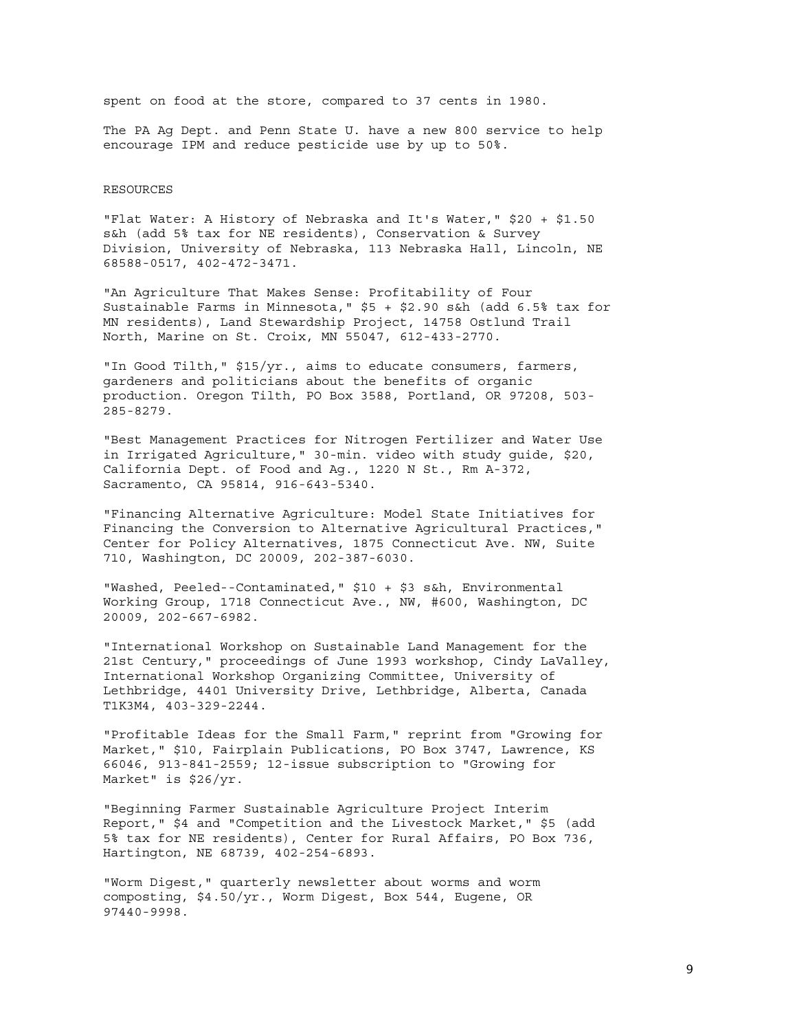spent on food at the store, compared to 37 cents in 1980.

The PA Ag Dept. and Penn State U. have a new 800 service to help encourage IPM and reduce pesticide use by up to 50%.

RESOURCES

"Flat Water: A History of Nebraska and It's Water," $20 + $1.50 s&h (add 5% tax for NE residents), Conservation & Survey Division, University of Nebraska, 113 Nebraska Hall, Lincoln, NE 68588-0517, 402-472-3471.

"An Agriculture That Makes Sense: Profitability of Four Sustainable Farms in Minnesota," $5 + $2.90 s&h (add 6.5% tax for MN residents), Land Stewardship Project, 14758 Ostlund Trail North, Marine on St. Croix, MN 55047, 612-433-2770.

"In Good Tilth," $15/yr., aims to educate consumers, farmers, gardeners and politicians about the benefits of organic production. Oregon Tilth, PO Box 3588, Portland, OR 97208, 503-285-8279.

"Best Management Practices for Nitrogen Fertilizer and Water Use in Irrigated Agriculture," 30-min. video with study guide, $20, California Dept. of Food and Ag., 1220 N St., Rm A-372, Sacramento, CA 95814, 916-643-5340.

"Financing Alternative Agriculture: Model State Initiatives for Financing the Conversion to Alternative Agricultural Practices," Center for Policy Alternatives, 1875 Connecticut Ave. NW, Suite 710, Washington, DC 20009, 202-387-6030.

"Washed, Peeled--Contaminated," $10 + $3 s&h, Environmental Working Group, 1718 Connecticut Ave., NW, #600, Washington, DC 20009, 202-667-6982.

"International Workshop on Sustainable Land Management for the 21st Century," proceedings of June 1993 workshop, Cindy LaValley, International Workshop Organizing Committee, University of Lethbridge, 4401 University Drive, Lethbridge, Alberta, Canada T1K3M4, 403-329-2244.

"Profitable Ideas for the Small Farm," reprint from "Growing for Market," $10, Fairplain Publications, PO Box 3747, Lawrence, KS 66046, 913-841-2559; 12-issue subscription to "Growing for Market" is $26/yr.

"Beginning Farmer Sustainable Agriculture Project Interim Report," $4 and "Competition and the Livestock Market," $5 (add 5% tax for NE residents), Center for Rural Affairs, PO Box 736, Hartington, NE 68739, 402-254-6893.

"Worm Digest," quarterly newsletter about worms and worm composting, $4.50/yr., Worm Digest, Box 544, Eugene, OR 97440-9998.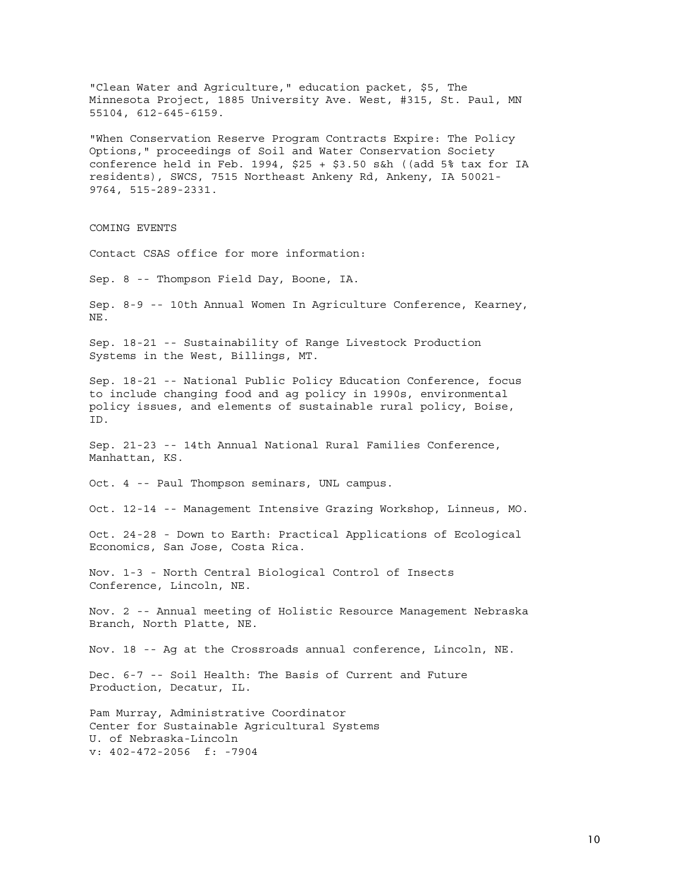"Clean Water and Agriculture," education packet, $5, The Minnesota Project, 1885 University Ave. West, #315, St. Paul, MN 55104, 612-645-6159.

"When Conservation Reserve Program Contracts Expire: The Policy Options," proceedings of Soil and Water Conservation Society conference held in Feb. 1994, $25 + $3.50 s&h ((add 5% tax for IA residents), SWCS, 7515 Northeast Ankeny Rd, Ankeny, IA 50021-9764, 515-289-2331.

## COMING EVENTS

Contact CSAS office for more information:

Sep. 8 -- Thompson Field Day, Boone, IA.

Sep. 8-9 -- 10th Annual Women In Agriculture Conference, Kearney, NE.

Sep. 18-21 -- Sustainability of Range Livestock Production Systems in the West, Billings, MT.

Sep. 18-21 -- National Public Policy Education Conference, focus to include changing food and ag policy in 1990s, environmental policy issues, and elements of sustainable rural policy, Boise, ID.

Sep. 21-23 -- 14th Annual National Rural Families Conference, Manhattan, KS.

Oct. 4 -- Paul Thompson seminars, UNL campus.

Oct. 12-14 -- Management Intensive Grazing Workshop, Linneus, MO.

Oct. 24-28 - Down to Earth: Practical Applications of Ecological Economics, San Jose, Costa Rica.

Nov. 1-3 - North Central Biological Control of Insects Conference, Lincoln, NE.

Nov. 2 -- Annual meeting of Holistic Resource Management Nebraska Branch, North Platte, NE.

Nov. 18 -- Ag at the Crossroads annual conference, Lincoln, NE.

Dec. 6-7 -- Soil Health: The Basis of Current and Future Production, Decatur, IL.

Pam Murray, Administrative Coordinator
Center for Sustainable Agricultural Systems
U. of Nebraska-Lincoln
v: 402-472-2056 f: -7904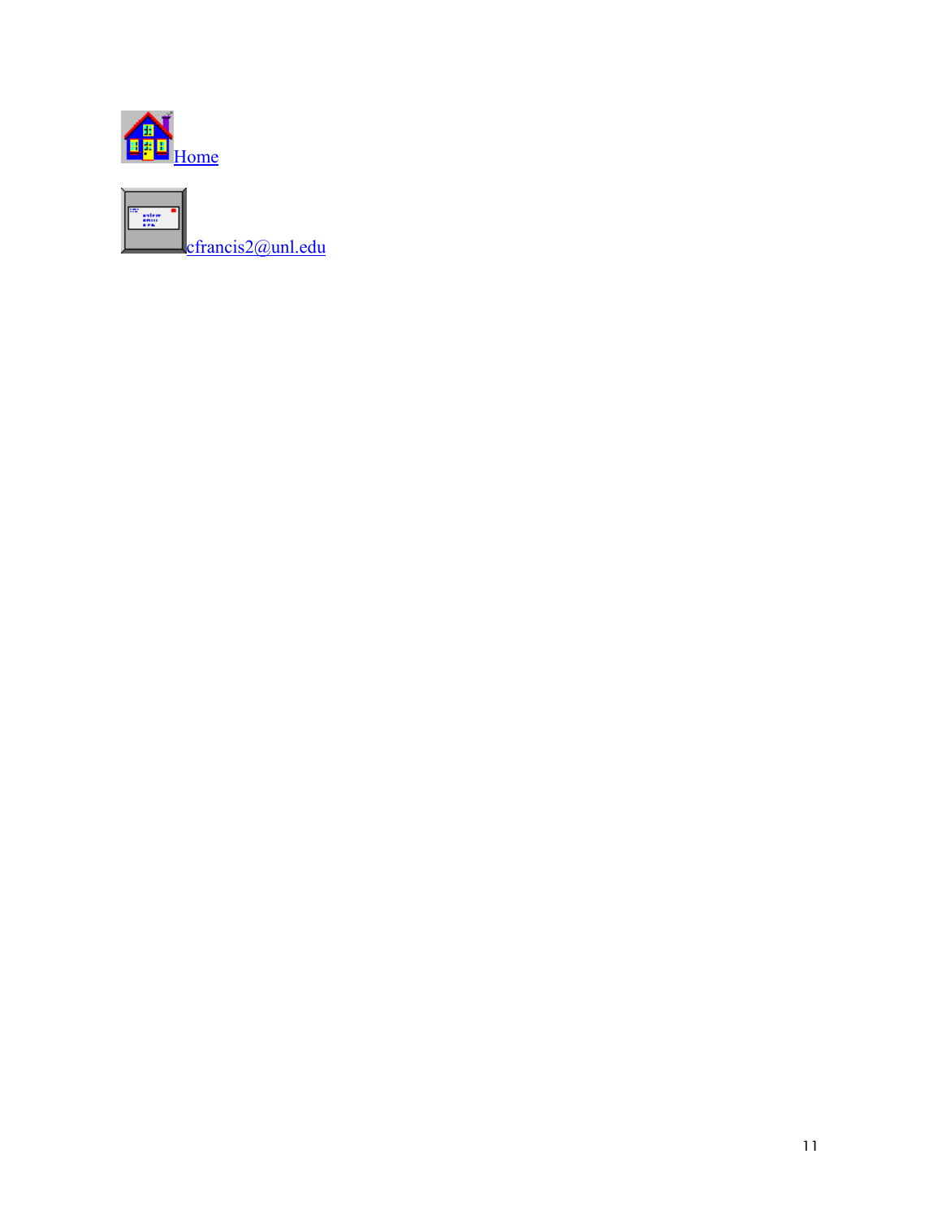Home

cfrancis2@unl.edu